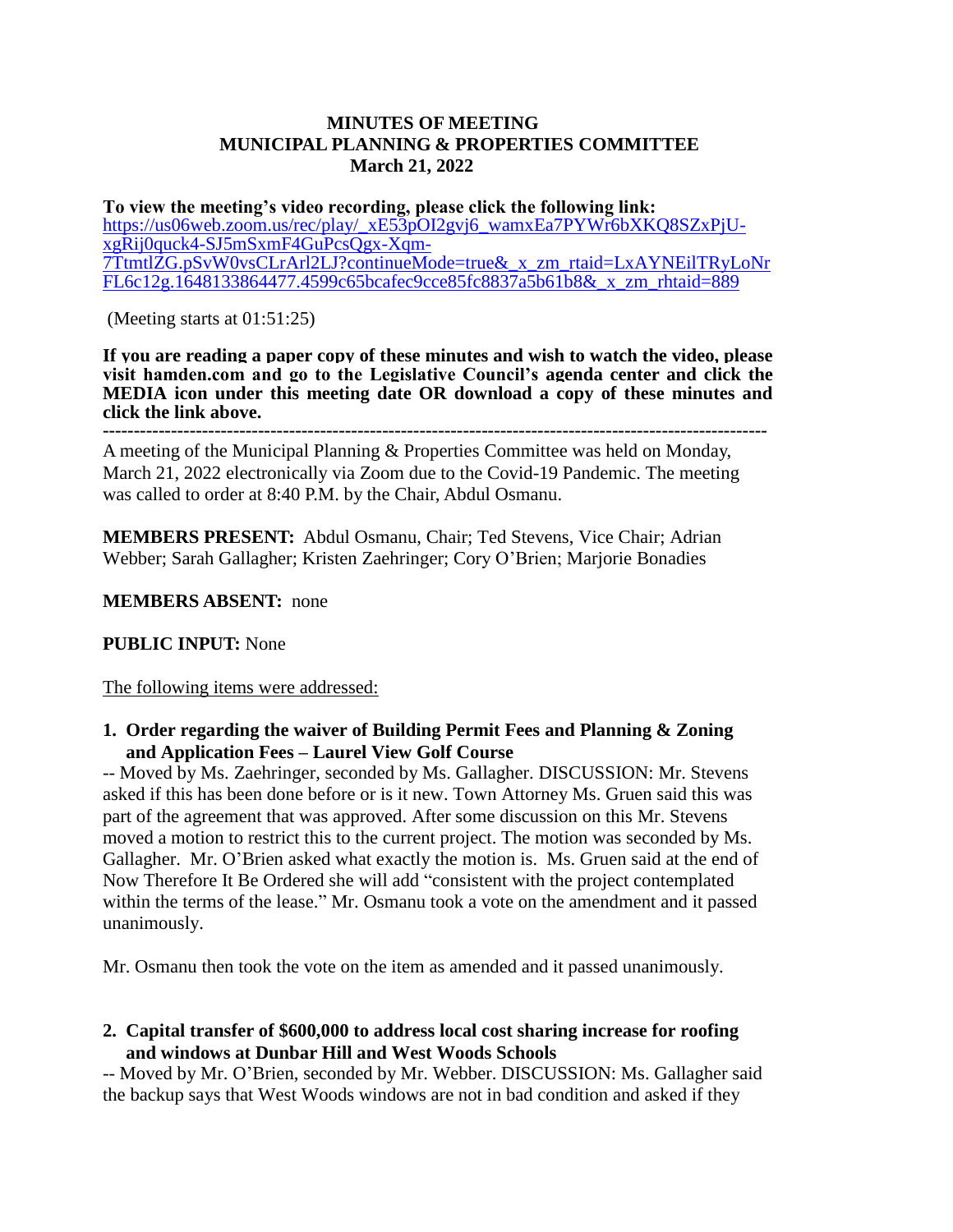**MINUTES OF MEETING**
**MUNICIPAL PLANNING & PROPERTIES COMMITTEE**
**March 21, 2022**

**To view the meeting's video recording, please click the following link:**
[https://us06web.zoom.us/rec/play/_xE53pOI2gvj6_wamxEa7PYWr6bXKQ8SZxPjU-xgRij0quck4-SJ5mSxmF4GuPcsQgx-Xqm-7TtmtlZG.pSvW0vsCLrArl2LJ?continueMode=true&_x_zm_rtaid=LxAYNEilTRyLoNrFL6c12g.1648133864477.4599c65bcafec9cce85fc8837a5b61b8&_x_zm_rhtaid=889](https://us06web.zoom.us/rec/play/_xE53pOI2gvj6_wamxEa7PYWr6bXKQ8SZxPjU-xgRij0quck4-SJ5mSxmF4GuPcsQgx-Xqm-7TtmtlZG.pSvW0vsCLrArl2LJ?continueMode=true&_x_zm_rtaid=LxAYNEilTRyLoNrFL6c12g.1648133864477.4599c65bcafec9cce85fc8837a5b61b8&_x_zm_rhtaid=889)

(Meeting starts at 01:51:25)

**If you are reading a paper copy of these minutes and wish to watch the video, please visit hamden.com and go to the Legislative Council's agenda center and click the MEDIA icon under this meeting date OR download a copy of these minutes and click the link above.**

---

A meeting of the Municipal Planning & Properties Committee was held on Monday, March 21, 2022 electronically via Zoom due to the Covid-19 Pandemic. The meeting was called to order at 8:40 P.M. by the Chair, Abdul Osmanu.

**MEMBERS PRESENT:** Abdul Osmanu, Chair; Ted Stevens, Vice Chair; Adrian Webber; Sarah Gallagher; Kristen Zaehringer; Cory O'Brien; Marjorie Bonadies

**MEMBERS ABSENT:** none

**PUBLIC INPUT:** None

The following items were addressed:

1. **Order regarding the waiver of Building Permit Fees and Planning & Zoning and Application Fees – Laurel View Golf Course**

-- Moved by Ms. Zaehringer, seconded by Ms. Gallagher. DISCUSSION: Mr. Stevens asked if this has been done before or is it new. Town Attorney Ms. Gruen said this was part of the agreement that was approved. After some discussion on this Mr. Stevens moved a motion to restrict this to the current project. The motion was seconded by Ms. Gallagher. Mr. O'Brien asked what exactly the motion is. Ms. Gruen said at the end of Now Therefore It Be Ordered she will add "consistent with the project contemplated within the terms of the lease." Mr. Osmanu took a vote on the amendment and it passed unanimously.

Mr. Osmanu then took the vote on the item as amended and it passed unanimously.

2. **Capital transfer of $600,000 to address local cost sharing increase for roofing and windows at Dunbar Hill and West Woods Schools**

-- Moved by Mr. O'Brien, seconded by Mr. Webber. DISCUSSION: Ms. Gallagher said the backup says that West Woods windows are not in bad condition and asked if they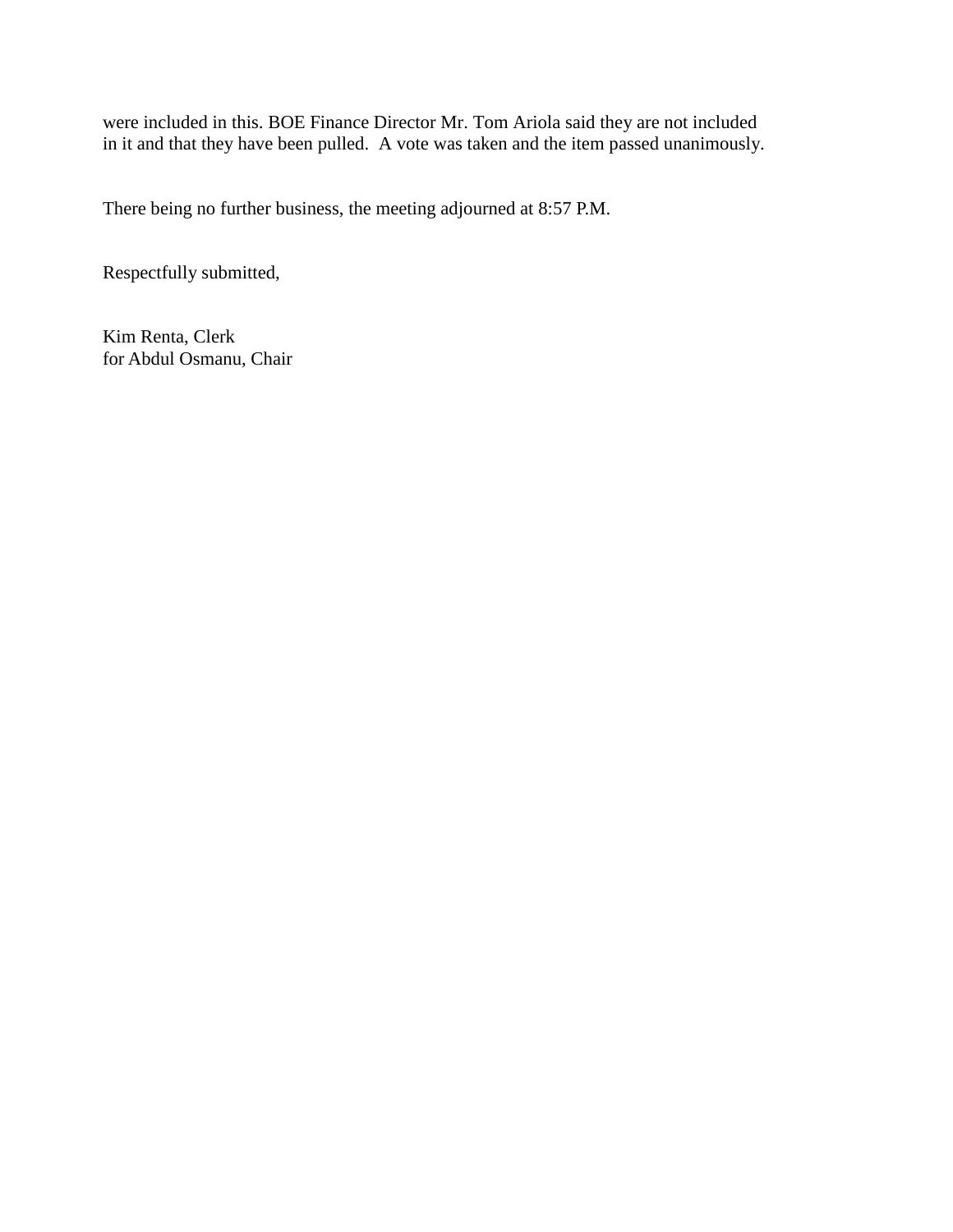were included in this. BOE Finance Director Mr. Tom Ariola said they are not included in it and that they have been pulled. A vote was taken and the item passed unanimously.

There being no further business, the meeting adjourned at 8:57 P.M.

Respectfully submitted,

Kim Renta, Clerk
for Abdul Osmanu, Chair